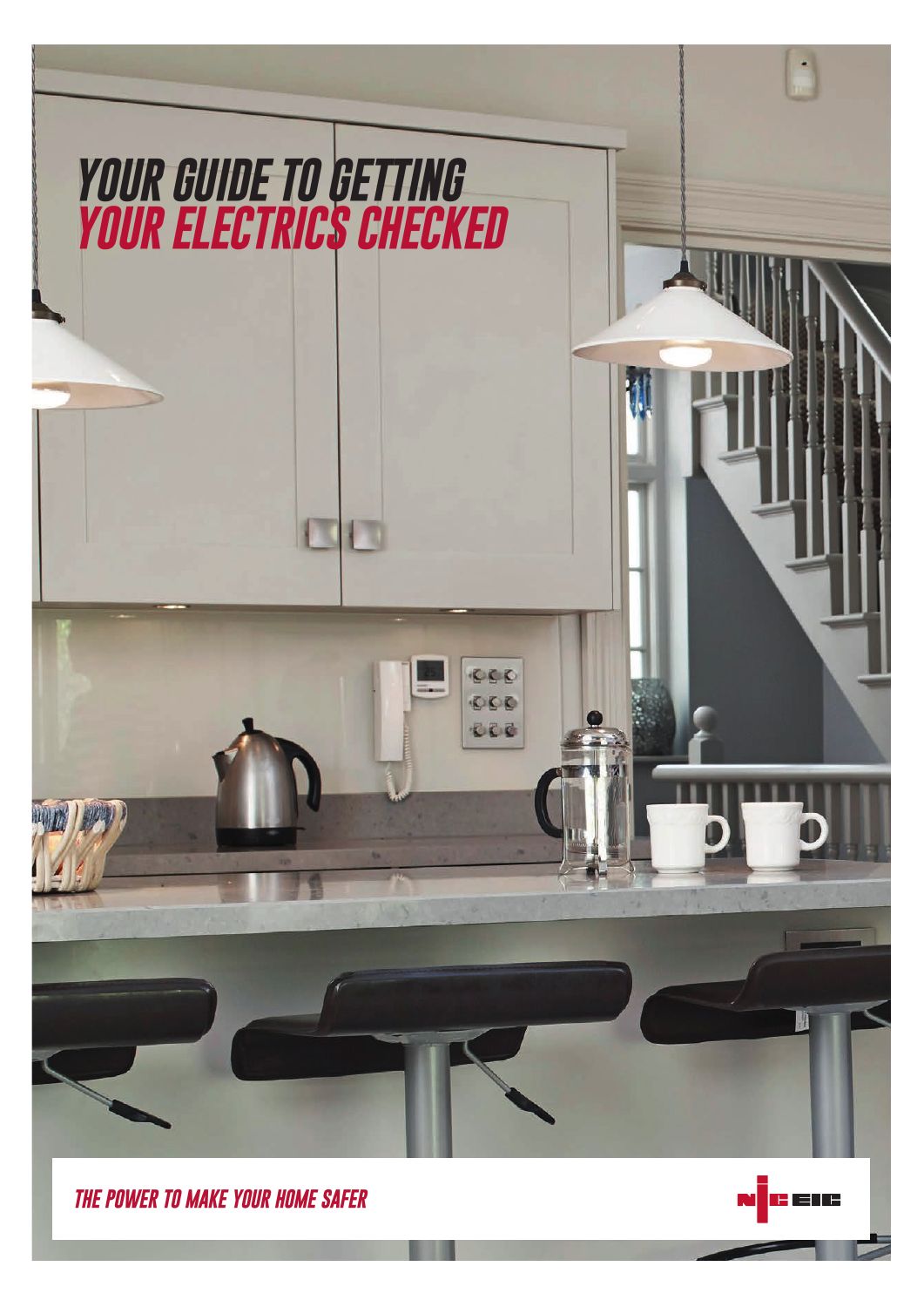# YOUR GUIDE TO GETTING YOUR ELECTRICS CHECKED

*THE POWER TO MAKE YOUR HOME SAFER*

NICEIC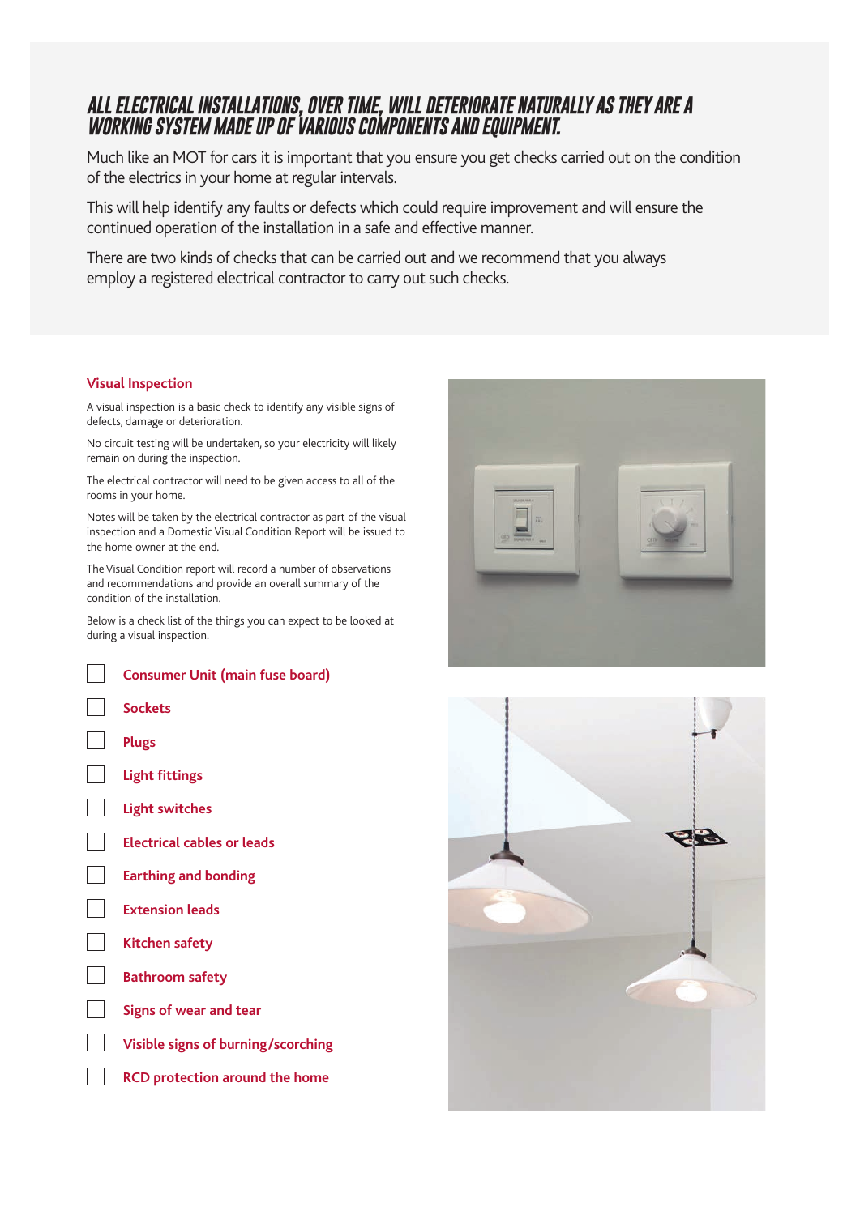## ALL ELECTRICAL INSTALLATIONS, OVER TIME, WILL DETERIORATE NATURALLY AS THEY ARE A WORKING SYSTEM MADE UP OF VARIOUS COMPONENTS AND EQUIPMENT.

Much like an MOT for cars it is important that you ensure you get checks carried out on the condition of the electrics in your home at regular intervals.

This will help identify any faults or defects which could require improvement and will ensure the continued operation of the installation in a safe and effective manner.

There are two kinds of checks that can be carried out and we recommend that you always employ a registered electrical contractor to carry out such checks.

### Visual Inspection

A visual inspection is a basic check to identify any visible signs of defects, damage or deterioration.

No circuit testing will be undertaken, so your electricity will likely remain on during the inspection.

The electrical contractor will need to be given access to all of the rooms in your home.

Notes will be taken by the electrical contractor as part of the visual inspection and a Domestic Visual Condition Report will be issued to the home owner at the end.

The Visual Condition report will record a number of observations and recommendations and provide an overall summary of the condition of the installation.

Below is a check list of the things you can expect to be looked at during a visual inspection.

- [ ] Consumer Unit (main fuse board)
- [ ] Sockets
- [ ] Plugs
- [ ] Light fittings
- [ ] Light switches
- [ ] Electrical cables or leads
- [ ] Earthing and bonding
- [ ] Extension leads
- [ ] Kitchen safety
- [ ] Bathroom safety
- [ ] Signs of wear and tear
- [ ] Visible signs of burning/scorching
- [ ] RCD protection around the home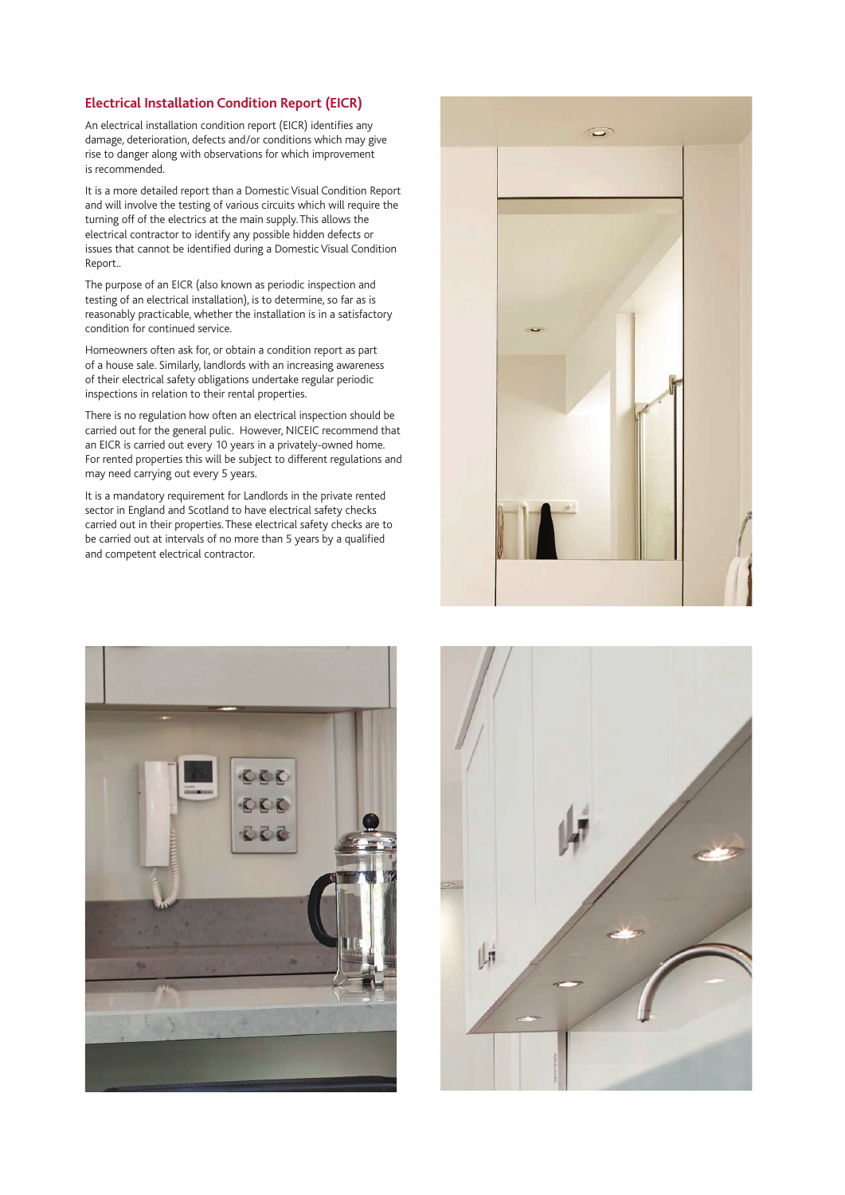## Electrical Installation Condition Report (EICR)

An electrical installation condition report (EICR) identifies any damage, deterioration, defects and/or conditions which may give rise to danger along with observations for which improvement is recommended.

It is a more detailed report than a Domestic Visual Condition Report and will involve the testing of various circuits which will require the turning off of the electrics at the main supply. This allows the electrical contractor to identify any possible hidden defects or issues that cannot be identified during a Domestic Visual Condition Report..

The purpose of an EICR (also known as periodic inspection and testing of an electrical installation), is to determine, so far as is reasonably practicable, whether the installation is in a satisfactory condition for continued service.

Homeowners often ask for, or obtain a condition report as part of a house sale. Similarly, landlords with an increasing awareness of their electrical safety obligations undertake regular periodic inspections in relation to their rental properties.

There is no regulation how often an electrical inspection should be carried out for the general pulic. However, NICEIC recommend that an EICR is carried out every 10 years in a privately-owned home. For rented properties this will be subject to different regulations and may need carrying out every 5 years.

It is a mandatory requirement for Landlords in the private rented sector in England and Scotland to have electrical safety checks carried out in their properties. These electrical safety checks are to be carried out at intervals of no more than 5 years by a qualified and competent electrical contractor.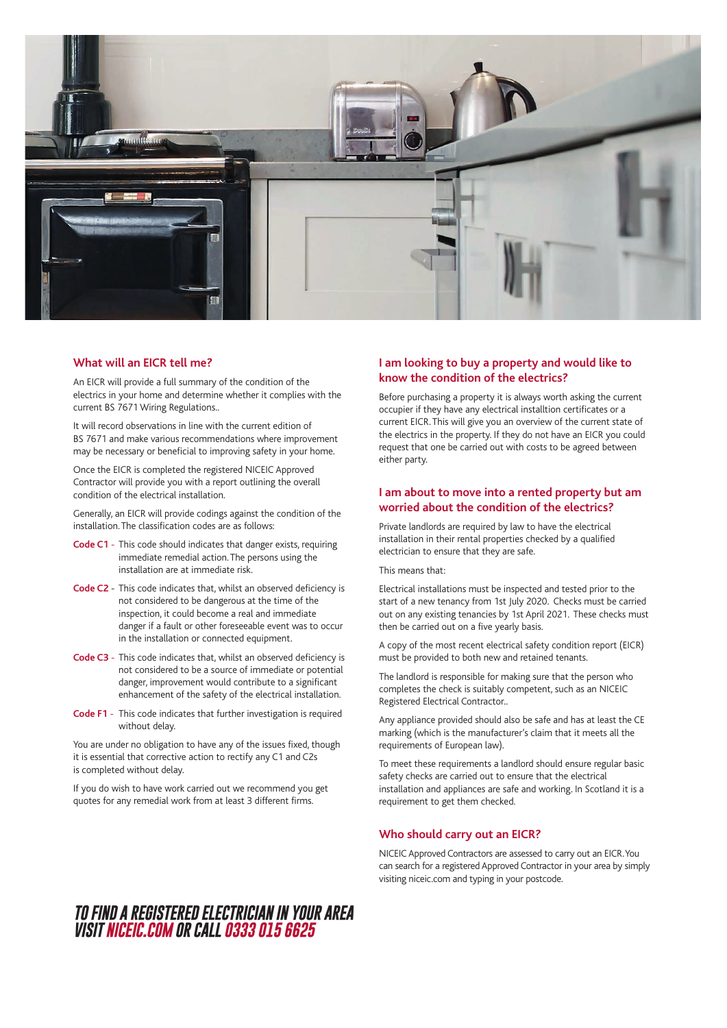## What will an EICR tell me?

An EICR will provide a full summary of the condition of the electrics in your home and determine whether it complies with the current BS 7671 Wiring Regulations..

It will record observations in line with the current edition of BS 7671 and make various recommendations where improvement may be necessary or beneficial to improving safety in your home.

Once the EICR is completed the registered NICEIC Approved Contractor will provide you with a report outlining the overall condition of the electrical installation.

Generally, an EICR will provide codings against the condition of the installation. The classification codes are as follows:

- **Code C1** - This code should indicates that danger exists, requiring immediate remedial action. The persons using the installation are at immediate risk.
- **Code C2** - This code indicates that, whilst an observed deficiency is not considered to be dangerous at the time of the inspection, it could become a real and immediate danger if a fault or other foreseeable event was to occur in the installation or connected equipment.
- **Code C3** - This code indicates that, whilst an observed deficiency is not considered to be a source of immediate or potential danger, improvement would contribute to a significant enhancement of the safety of the electrical installation.
- **Code F1** - This code indicates that further investigation is required without delay.

You are under no obligation to have any of the issues fixed, though it is essential that corrective action to rectify any C1 and C2s is completed without delay.

If you do wish to have work carried out we recommend you get quotes for any remedial work from at least 3 different firms.

## I am looking to buy a property and would like to know the condition of the electrics?

Before purchasing a property it is always worth asking the current occupier if they have any electrical installtion certificates or a current EICR. This will give you an overview of the current state of the electrics in the property. If they do not have an EICR you could request that one be carried out with costs to be agreed between either party.

## I am about to move into a rented property but am worried about the condition of the electrics?

Private landlords are required by law to have the electrical installation in their rental properties checked by a qualified electrician to ensure that they are safe.

This means that:

Electrical installations must be inspected and tested prior to the start of a new tenancy from 1st July 2020. Checks must be carried out on any existing tenancies by 1st April 2021. These checks must then be carried out on a five yearly basis.

A copy of the most recent electrical safety condition report (EICR) must be provided to both new and retained tenants.

The landlord is responsible for making sure that the person who completes the check is suitably competent, such as an NICEIC Registered Electrical Contractor..

Any appliance provided should also be safe and has at least the CE marking (which is the manufacturer's claim that it meets all the requirements of European law).

To meet these requirements a landlord should ensure regular basic safety checks are carried out to ensure that the electrical installation and appliances are safe and working. In Scotland it is a requirement to get them checked.

## Who should carry out an EICR?

NICEIC Approved Contractors are assessed to carry out an EICR. You can search for a registered Approved Contractor in your area by simply visiting niceic.com and typing in your postcode.

***TO FIND A REGISTERED ELECTRICIAN IN YOUR AREA VISIT NICEIC.COM OR CALL 0333 015 6625***